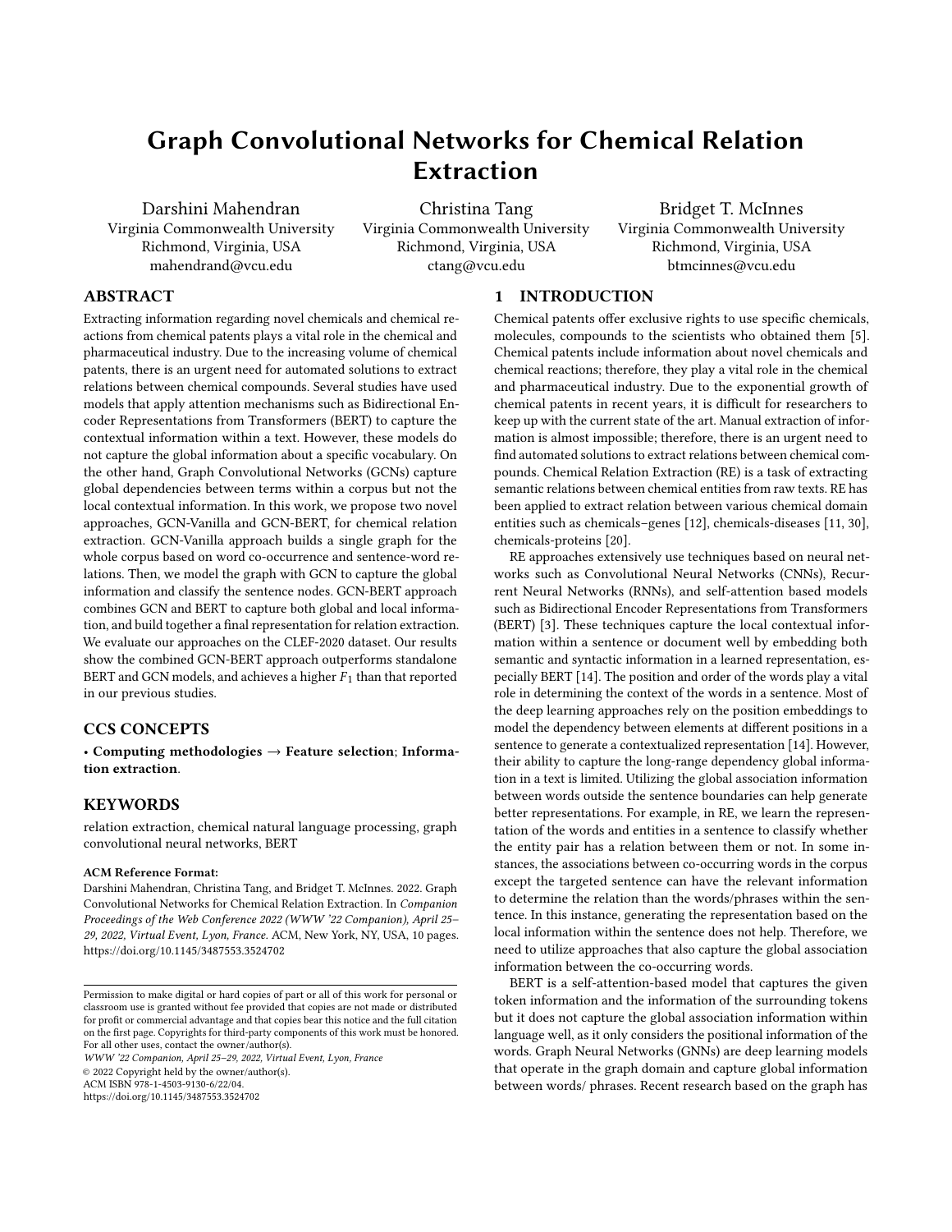# Graph Convolutional Networks for Chemical Relation Extraction

Darshini Mahendran
Virginia Commonwealth University
Richmond, Virginia, USA
mahendrand@vcu.edu

Christina Tang
Virginia Commonwealth University
Richmond, Virginia, USA
ctang@vcu.edu

Bridget T. McInnes
Virginia Commonwealth University
Richmond, Virginia, USA
btmcinnes@vcu.edu

## ABSTRACT

Extracting information regarding novel chemicals and chemical reactions from chemical patents plays a vital role in the chemical and pharmaceutical industry. Due to the increasing volume of chemical patents, there is an urgent need for automated solutions to extract relations between chemical compounds. Several studies have used models that apply attention mechanisms such as Bidirectional Encoder Representations from Transformers (BERT) to capture the contextual information within a text. However, these models do not capture the global information about a specific vocabulary. On the other hand, Graph Convolutional Networks (GCNs) capture global dependencies between terms within a corpus but not the local contextual information. In this work, we propose two novel approaches, GCN-Vanilla and GCN-BERT, for chemical relation extraction. GCN-Vanilla approach builds a single graph for the whole corpus based on word co-occurrence and sentence-word relations. Then, we model the graph with GCN to capture the global information and classify the sentence nodes. GCN-BERT approach combines GCN and BERT to capture both global and local information, and build together a final representation for relation extraction. We evaluate our approaches on the CLEF-2020 dataset. Our results show the combined GCN-BERT approach outperforms standalone BERT and GCN models, and achieves a higher $F_1$ than that reported in our previous studies.

## CCS CONCEPTS

• **Computing methodologies → Feature selection**; **Information extraction**.

## KEYWORDS

relation extraction, chemical natural language processing, graph convolutional neural networks, BERT

**ACM Reference Format:**
Darshini Mahendran, Christina Tang, and Bridget T. McInnes. 2022. Graph Convolutional Networks for Chemical Relation Extraction. In *Companion Proceedings of the Web Conference 2022 (WWW '22 Companion), April 25–29, 2022, Virtual Event, Lyon, France.* ACM, New York, NY, USA, 10 pages. https://doi.org/10.1145/3487553.3524702

Permission to make digital or hard copies of part or all of this work for personal or classroom use is granted without fee provided that copies are not made or distributed for profit or commercial advantage and that copies bear this notice and the full citation on the first page. Copyrights for third-party components of this work must be honored. For all other uses, contact the owner/author(s).
*WWW '22 Companion, April 25–29, 2022, Virtual Event, Lyon, France*
© 2022 Copyright held by the owner/author(s).
ACM ISBN 978-1-4503-9130-6/22/04.
https://doi.org/10.1145/3487553.3524702

## 1 INTRODUCTION

Chemical patents offer exclusive rights to use specific chemicals, molecules, compounds to the scientists who obtained them [5]. Chemical patents include information about novel chemicals and chemical reactions; therefore, they play a vital role in the chemical and pharmaceutical industry. Due to the exponential growth of chemical patents in recent years, it is difficult for researchers to keep up with the current state of the art. Manual extraction of information is almost impossible; therefore, there is an urgent need to find automated solutions to extract relations between chemical compounds. Chemical Relation Extraction (RE) is a task of extracting semantic relations between chemical entities from raw texts. RE has been applied to extract relation between various chemical domain entities such as chemicals–genes [12], chemicals-diseases [11, 30], chemicals-proteins [20].

RE approaches extensively use techniques based on neural networks such as Convolutional Neural Networks (CNNs), Recurrent Neural Networks (RNNs), and self-attention based models such as Bidirectional Encoder Representations from Transformers (BERT) [3]. These techniques capture the local contextual information within a sentence or document well by embedding both semantic and syntactic information in a learned representation, especially BERT [14]. The position and order of the words play a vital role in determining the context of the words in a sentence. Most of the deep learning approaches rely on the position embeddings to model the dependency between elements at different positions in a sentence to generate a contextualized representation [14]. However, their ability to capture the long-range dependency global information in a text is limited. Utilizing the global association information between words outside the sentence boundaries can help generate better representations. For example, in RE, we learn the representation of the words and entities in a sentence to classify whether the entity pair has a relation between them or not. In some instances, the associations between co-occurring words in the corpus except the targeted sentence can have the relevant information to determine the relation than the words/phrases within the sentence. In this instance, generating the representation based on the local information within the sentence does not help. Therefore, we need to utilize approaches that also capture the global association information between the co-occurring words.

BERT is a self-attention-based model that captures the given token information and the information of the surrounding tokens but it does not capture the global association information within language well, as it only considers the positional information of the words. Graph Neural Networks (GNNs) are deep learning models that operate in the graph domain and capture global information between words/ phrases. Recent research based on the graph has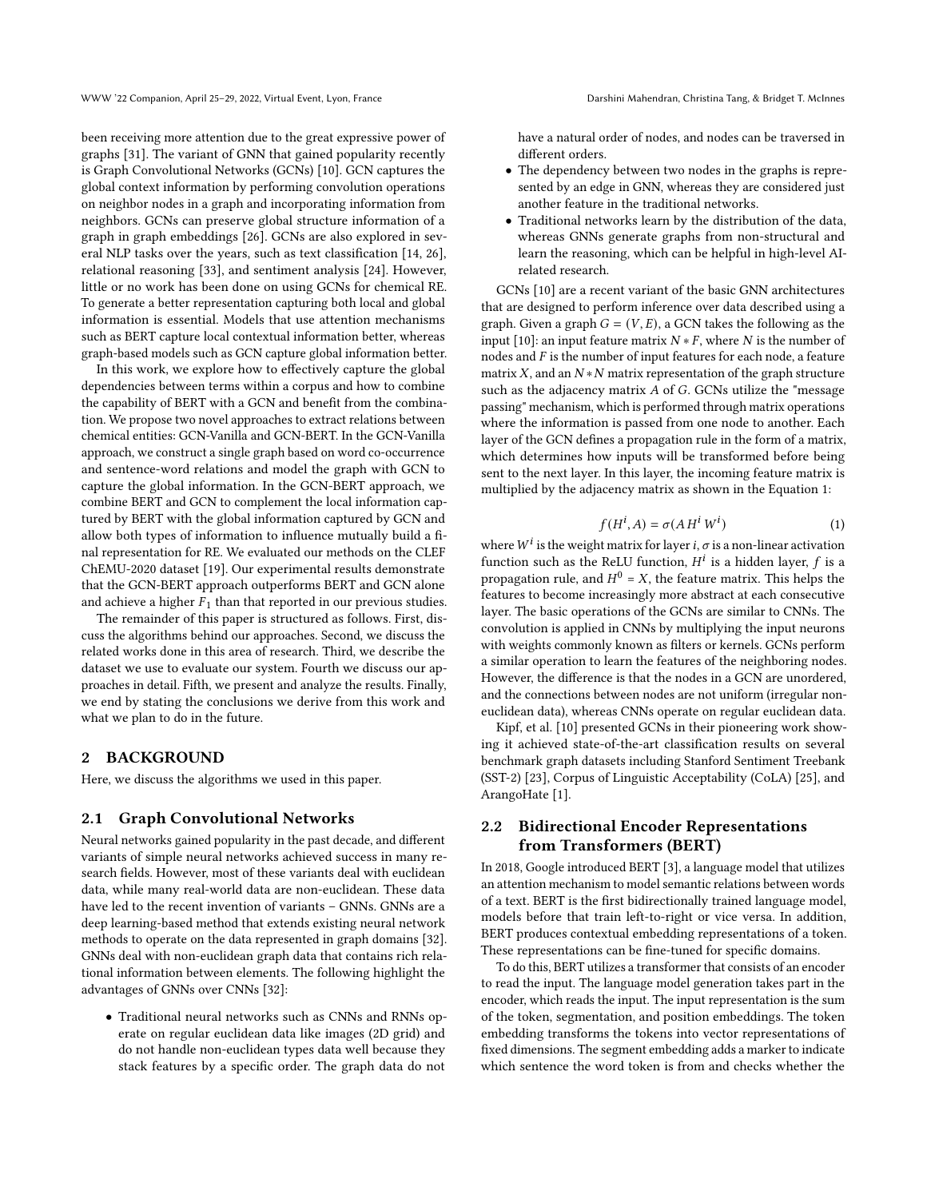been receiving more attention due to the great expressive power of graphs [31]. The variant of GNN that gained popularity recently is Graph Convolutional Networks (GCNs) [10]. GCN captures the global context information by performing convolution operations on neighbor nodes in a graph and incorporating information from neighbors. GCNs can preserve global structure information of a graph in graph embeddings [26]. GCNs are also explored in several NLP tasks over the years, such as text classification [14, 26], relational reasoning [33], and sentiment analysis [24]. However, little or no work has been done on using GCNs for chemical RE. To generate a better representation capturing both local and global information is essential. Models that use attention mechanisms such as BERT capture local contextual information better, whereas graph-based models such as GCN capture global information better.

In this work, we explore how to effectively capture the global dependencies between terms within a corpus and how to combine the capability of BERT with a GCN and benefit from the combination. We propose two novel approaches to extract relations between chemical entities: GCN-Vanilla and GCN-BERT. In the GCN-Vanilla approach, we construct a single graph based on word co-occurrence and sentence-word relations and model the graph with GCN to capture the global information. In the GCN-BERT approach, we combine BERT and GCN to complement the local information captured by BERT with the global information captured by GCN and allow both types of information to influence mutually build a final representation for RE. We evaluated our methods on the CLEF ChEMU-2020 dataset [19]. Our experimental results demonstrate that the GCN-BERT approach outperforms BERT and GCN alone and achieve a higher $F_1$ than that reported in our previous studies.

The remainder of this paper is structured as follows. First, discuss the algorithms behind our approaches. Second, we discuss the related works done in this area of research. Third, we describe the dataset we use to evaluate our system. Fourth we discuss our approaches in detail. Fifth, we present and analyze the results. Finally, we end by stating the conclusions we derive from this work and what we plan to do in the future.

## 2 BACKGROUND

Here, we discuss the algorithms we used in this paper.

### 2.1 Graph Convolutional Networks

Neural networks gained popularity in the past decade, and different variants of simple neural networks achieved success in many research fields. However, most of these variants deal with euclidean data, while many real-world data are non-euclidean. These data have led to the recent invention of variants – GNNs. GNNs are a deep learning-based method that extends existing neural network methods to operate on the data represented in graph domains [32]. GNNs deal with non-euclidean graph data that contains rich relational information between elements. The following highlight the advantages of GNNs over CNNs [32]:

- Traditional neural networks such as CNNs and RNNs operate on regular euclidean data like images (2D grid) and do not handle non-euclidean types data well because they stack features by a specific order. The graph data do not have a natural order of nodes, and nodes can be traversed in different orders.
- The dependency between two nodes in the graphs is represented by an edge in GNN, whereas they are considered just another feature in the traditional networks.
- Traditional networks learn by the distribution of the data, whereas GNNs generate graphs from non-structural and learn the reasoning, which can be helpful in high-level AI-related research.

GCNs [10] are a recent variant of the basic GNN architectures that are designed to perform inference over data described using a graph. Given a graph $G = (V, E)$, a GCN takes the following as the input [10]: an input feature matrix $N * F$, where $N$ is the number of nodes and $F$ is the number of input features for each node, a feature matrix $X$, and an $N * N$ matrix representation of the graph structure such as the adjacency matrix $A$ of $G$. GCNs utilize the "message passing" mechanism, which is performed through matrix operations where the information is passed from one node to another. Each layer of the GCN defines a propagation rule in the form of a matrix, which determines how inputs will be transformed before being sent to the next layer. In this layer, the incoming feature matrix is multiplied by the adjacency matrix as shown in the Equation 1:

$$f(H^i, A) = \sigma(A\, H^i\, W^i) \tag{1}$$

where $W^i$ is the weight matrix for layer $i$, $\sigma$ is a non-linear activation function such as the ReLU function, $H^i$ is a hidden layer, $f$ is a propagation rule, and $H^0 = X$, the feature matrix. This helps the features to become increasingly more abstract at each consecutive layer. The basic operations of the GCNs are similar to CNNs. The convolution is applied in CNNs by multiplying the input neurons with weights commonly known as filters or kernels. GCNs perform a similar operation to learn the features of the neighboring nodes. However, the difference is that the nodes in a GCN are unordered, and the connections between nodes are not uniform (irregular non-euclidean data), whereas CNNs operate on regular euclidean data.

Kipf, et al. [10] presented GCNs in their pioneering work showing it achieved state-of-the-art classification results on several benchmark graph datasets including Stanford Sentiment Treebank (SST-2) [23], Corpus of Linguistic Acceptability (CoLA) [25], and ArangoHate [1].

### 2.2 Bidirectional Encoder Representations from Transformers (BERT)

In 2018, Google introduced BERT [3], a language model that utilizes an attention mechanism to model semantic relations between words of a text. BERT is the first bidirectionally trained language model, models before that train left-to-right or vice versa. In addition, BERT produces contextual embedding representations of a token. These representations can be fine-tuned for specific domains.

To do this, BERT utilizes a transformer that consists of an encoder to read the input. The language model generation takes part in the encoder, which reads the input. The input representation is the sum of the token, segmentation, and position embeddings. The token embedding transforms the tokens into vector representations of fixed dimensions. The segment embedding adds a marker to indicate which sentence the word token is from and checks whether the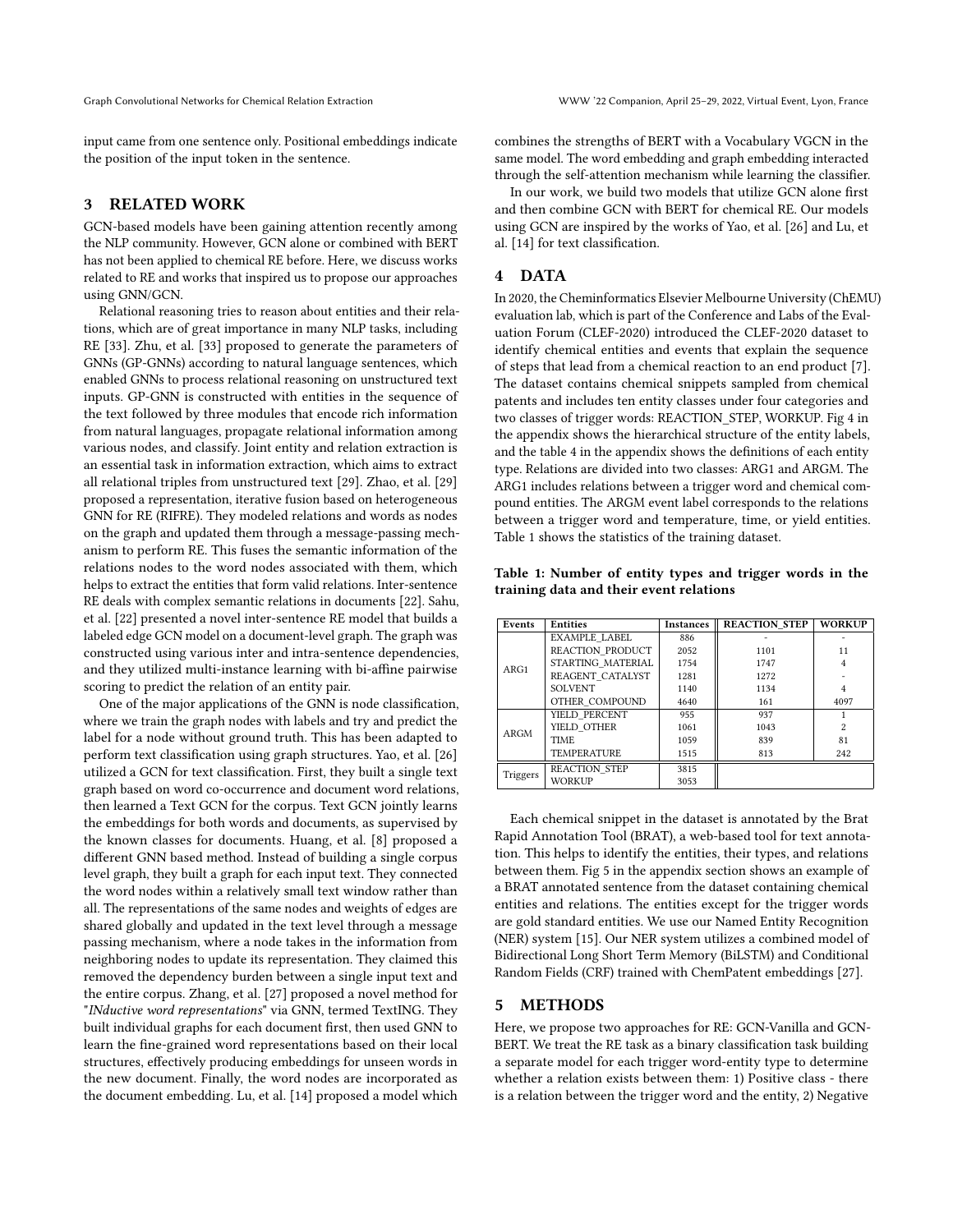input came from one sentence only. Positional embeddings indicate the position of the input token in the sentence.

## 3 RELATED WORK

GCN-based models have been gaining attention recently among the NLP community. However, GCN alone or combined with BERT has not been applied to chemical RE before. Here, we discuss works related to RE and works that inspired us to propose our approaches using GNN/GCN.

Relational reasoning tries to reason about entities and their relations, which are of great importance in many NLP tasks, including RE [33]. Zhu, et al. [33] proposed to generate the parameters of GNNs (GP-GNNs) according to natural language sentences, which enabled GNNs to process relational reasoning on unstructured text inputs. GP-GNN is constructed with entities in the sequence of the text followed by three modules that encode rich information from natural languages, propagate relational information among various nodes, and classify. Joint entity and relation extraction is an essential task in information extraction, which aims to extract all relational triples from unstructured text [29]. Zhao, et al. [29] proposed a representation, iterative fusion based on heterogeneous GNN for RE (RIFRE). They modeled relations and words as nodes on the graph and updated them through a message-passing mechanism to perform RE. This fuses the semantic information of the relations nodes to the word nodes associated with them, which helps to extract the entities that form valid relations. Inter-sentence RE deals with complex semantic relations in documents [22]. Sahu, et al. [22] presented a novel inter-sentence RE model that builds a labeled edge GCN model on a document-level graph. The graph was constructed using various inter and intra-sentence dependencies, and they utilized multi-instance learning with bi-affine pairwise scoring to predict the relation of an entity pair.

One of the major applications of the GNN is node classification, where we train the graph nodes with labels and try and predict the label for a node without ground truth. This has been adapted to perform text classification using graph structures. Yao, et al. [26] utilized a GCN for text classification. First, they built a single text graph based on word co-occurrence and document word relations, then learned a Text GCN for the corpus. Text GCN jointly learns the embeddings for both words and documents, as supervised by the known classes for documents. Huang, et al. [8] proposed a different GNN based method. Instead of building a single corpus level graph, they built a graph for each input text. They connected the word nodes within a relatively small text window rather than all. The representations of the same nodes and weights of edges are shared globally and updated in the text level through a message passing mechanism, where a node takes in the information from neighboring nodes to update its representation. They claimed this removed the dependency burden between a single input text and the entire corpus. Zhang, et al. [27] proposed a novel method for "*INductive word representations*" via GNN, termed TextING. They built individual graphs for each document first, then used GNN to learn the fine-grained word representations based on their local structures, effectively producing embeddings for unseen words in the new document. Finally, the word nodes are incorporated as the document embedding. Lu, et al. [14] proposed a model which combines the strengths of BERT with a Vocabulary VGCN in the same model. The word embedding and graph embedding interacted through the self-attention mechanism while learning the classifier.

In our work, we build two models that utilize GCN alone first and then combine GCN with BERT for chemical RE. Our models using GCN are inspired by the works of Yao, et al. [26] and Lu, et al. [14] for text classification.

## 4 DATA

In 2020, the Cheminformatics Elsevier Melbourne University (ChEMU) evaluation lab, which is part of the Conference and Labs of the Evaluation Forum (CLEF-2020) introduced the CLEF-2020 dataset to identify chemical entities and events that explain the sequence of steps that lead from a chemical reaction to an end product [7]. The dataset contains chemical snippets sampled from chemical patents and includes ten entity classes under four categories and two classes of trigger words: REACTION_STEP, WORKUP. Fig 4 in the appendix shows the hierarchical structure of the entity labels, and the table 4 in the appendix shows the definitions of each entity type. Relations are divided into two classes: ARG1 and ARGM. The ARG1 includes relations between a trigger word and chemical compound entities. The ARGM event label corresponds to the relations between a trigger word and temperature, time, or yield entities. Table 1 shows the statistics of the training dataset.

**Table 1: Number of entity types and trigger words in the training data and their event relations**

| Events | Entities | Instances | REACTION_STEP | WORKUP |
|---|---|---|---|---|
| ARG1 | EXAMPLE_LABEL | 886 | - | - |
| | REACTION_PRODUCT | 2052 | 1101 | 11 |
| | STARTING_MATERIAL | 1754 | 1747 | 4 |
| | REAGENT_CATALYST | 1281 | 1272 | - |
| | SOLVENT | 1140 | 1134 | 4 |
| | OTHER_COMPOUND | 4640 | 161 | 4097 |
| ARGM | YIELD_PERCENT | 955 | 937 | 1 |
| | YIELD_OTHER | 1061 | 1043 | 2 |
| | TIME | 1059 | 839 | 81 |
| | TEMPERATURE | 1515 | 813 | 242 |
| Triggers | REACTION_STEP | 3815 | | |
| | WORKUP | 3053 | | |

Each chemical snippet in the dataset is annotated by the Brat Rapid Annotation Tool (BRAT), a web-based tool for text annotation. This helps to identify the entities, their types, and relations between them. Fig 5 in the appendix section shows an example of a BRAT annotated sentence from the dataset containing chemical entities and relations. The entities except for the trigger words are gold standard entities. We use our Named Entity Recognition (NER) system [15]. Our NER system utilizes a combined model of Bidirectional Long Short Term Memory (BiLSTM) and Conditional Random Fields (CRF) trained with ChemPatent embeddings [27].

## 5 METHODS

Here, we propose two approaches for RE: GCN-Vanilla and GCN-BERT. We treat the RE task as a binary classification task building a separate model for each trigger word-entity type to determine whether a relation exists between them: 1) Positive class - there is a relation between the trigger word and the entity, 2) Negative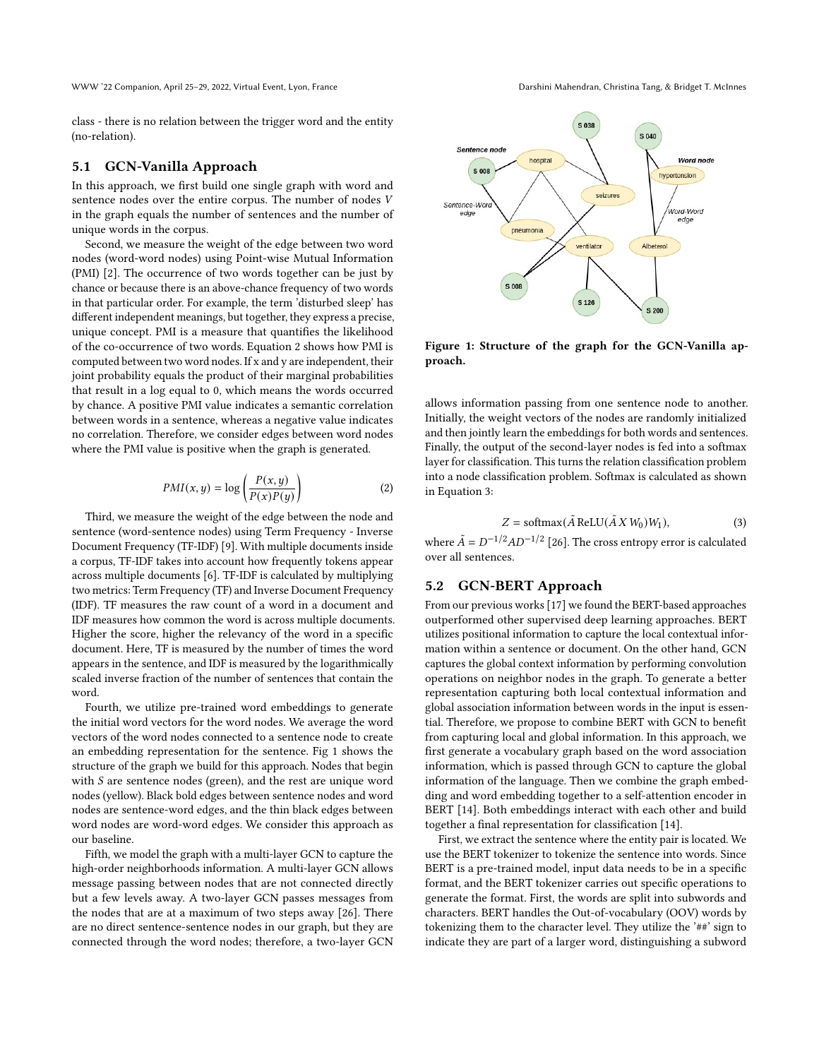class - there is no relation between the trigger word and the entity (no-relation).

### 5.1 GCN-Vanilla Approach

In this approach, we first build one single graph with word and sentence nodes over the entire corpus. The number of nodes $V$ in the graph equals the number of sentences and the number of unique words in the corpus.

Second, we measure the weight of the edge between two word nodes (word-word nodes) using Point-wise Mutual Information (PMI) [2]. The occurrence of two words together can be just by chance or because there is an above-chance frequency of two words in that particular order. For example, the term 'disturbed sleep' has different independent meanings, but together, they express a precise, unique concept. PMI is a measure that quantifies the likelihood of the co-occurrence of two words. Equation 2 shows how PMI is computed between two word nodes. If x and y are independent, their joint probability equals the product of their marginal probabilities that result in a log equal to 0, which means the words occurred by chance. A positive PMI value indicates a semantic correlation between words in a sentence, whereas a negative value indicates no correlation. Therefore, we consider edges between word nodes where the PMI value is positive when the graph is generated.

$$PMI(x, y) = \log\left(\frac{P(x, y)}{P(x)P(y)}\right) \tag{2}$$

Third, we measure the weight of the edge between the node and sentence (word-sentence nodes) using Term Frequency - Inverse Document Frequency (TF-IDF) [9]. With multiple documents inside a corpus, TF-IDF takes into account how frequently tokens appear across multiple documents [6]. TF-IDF is calculated by multiplying two metrics: Term Frequency (TF) and Inverse Document Frequency (IDF). TF measures the raw count of a word in a document and IDF measures how common the word is across multiple documents. Higher the score, higher the relevancy of the word in a specific document. Here, TF is measured by the number of times the word appears in the sentence, and IDF is measured by the logarithmically scaled inverse fraction of the number of sentences that contain the word.

Fourth, we utilize pre-trained word embeddings to generate the initial word vectors for the word nodes. We average the word vectors of the word nodes connected to a sentence node to create an embedding representation for the sentence. Fig 1 shows the structure of the graph we build for this approach. Nodes that begin with $S$ are sentence nodes (green), and the rest are unique word nodes (yellow). Black bold edges between sentence nodes and word nodes are sentence-word edges, and the thin black edges between word nodes are word-word edges. We consider this approach as our baseline.

Fifth, we model the graph with a multi-layer GCN to capture the high-order neighborhoods information. A multi-layer GCN allows message passing between nodes that are not connected directly but a few levels away. A two-layer GCN passes messages from the nodes that are at a maximum of two steps away [26]. There are no direct sentence-sentence nodes in our graph, but they are connected through the word nodes; therefore, a two-layer GCN allows information passing from one sentence node to another. Initially, the weight vectors of the nodes are randomly initialized and then jointly learn the embeddings for both words and sentences. Finally, the output of the second-layer nodes is fed into a softmax layer for classification. This turns the relation classification problem into a node classification problem. Softmax is calculated as shown in Equation 3:

$$Z = \text{softmax}(\tilde{A}\,\text{ReLU}(\tilde{A}\,X\,W_0)W_1), \tag{3}$$

where $\tilde{A} = D^{-1/2}AD^{-1/2}$ [26]. The cross entropy error is calculated over all sentences.

**Figure 1: Structure of the graph for the GCN-Vanilla approach.**

### 5.2 GCN-BERT Approach

From our previous works [17] we found the BERT-based approaches outperformed other supervised deep learning approaches. BERT utilizes positional information to capture the local contextual information within a sentence or document. On the other hand, GCN captures the global context information by performing convolution operations on neighbor nodes in the graph. To generate a better representation capturing both local contextual information and global association information between words in the input is essential. Therefore, we propose to combine BERT with GCN to benefit from capturing local and global information. In this approach, we first generate a vocabulary graph based on the word association information, which is passed through GCN to capture the global information of the language. Then we combine the graph embedding and word embedding together to a self-attention encoder in BERT [14]. Both embeddings interact with each other and build together a final representation for classification [14].

First, we extract the sentence where the entity pair is located. We use the BERT tokenizer to tokenize the sentence into words. Since BERT is a pre-trained model, input data needs to be in a specific format, and the BERT tokenizer carries out specific operations to generate the format. First, the words are split into subwords and characters. BERT handles the Out-of-vocabulary (OOV) words by tokenizing them to the character level. They utilize the '##' sign to indicate they are part of a larger word, distinguishing a subword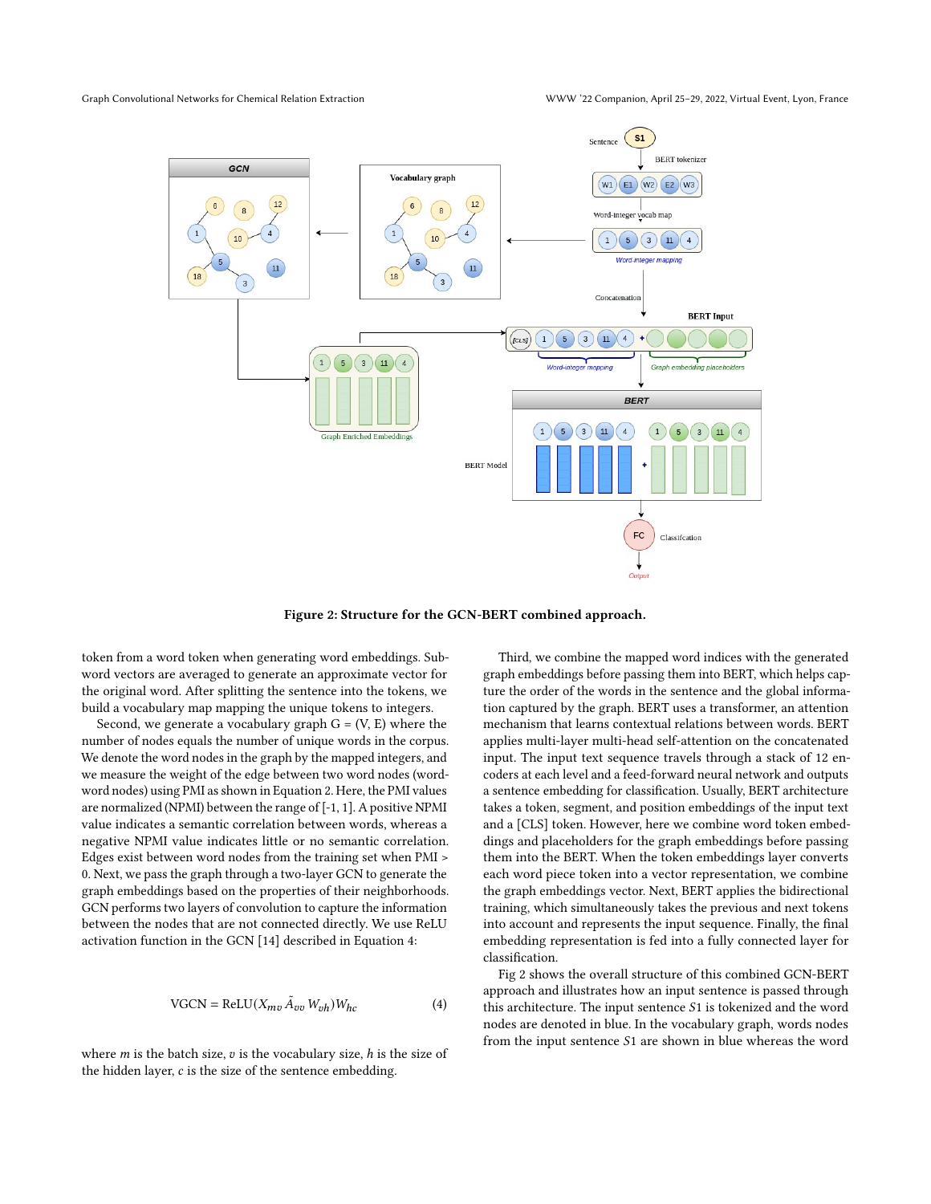**Figure 2: Structure for the GCN-BERT combined approach.**

token from a word token when generating word embeddings. Subword vectors are averaged to generate an approximate vector for the original word. After splitting the sentence into the tokens, we build a vocabulary map mapping the unique tokens to integers.

Second, we generate a vocabulary graph G = (V, E) where the number of nodes equals the number of unique words in the corpus. We denote the word nodes in the graph by the mapped integers, and we measure the weight of the edge between two word nodes (word-word nodes) using PMI as shown in Equation 2. Here, the PMI values are normalized (NPMI) between the range of [-1, 1]. A positive NPMI value indicates a semantic correlation between words, whereas a negative NPMI value indicates little or no semantic correlation. Edges exist between word nodes from the training set when PMI > 0. Next, we pass the graph through a two-layer GCN to generate the graph embeddings based on the properties of their neighborhoods. GCN performs two layers of convolution to capture the information between the nodes that are not connected directly. We use ReLU activation function in the GCN [14] described in Equation 4:

$$\text{VGCN} = \text{ReLU}(X_{mv}\,\tilde{A}_{vv}\,W_{vh})W_{hc} \tag{4}$$

where $m$ is the batch size, $v$ is the vocabulary size, $h$ is the size of the hidden layer, $c$ is the size of the sentence embedding.

Third, we combine the mapped word indices with the generated graph embeddings before passing them into BERT, which helps capture the order of the words in the sentence and the global information captured by the graph. BERT uses a transformer, an attention mechanism that learns contextual relations between words. BERT applies multi-layer multi-head self-attention on the concatenated input. The input text sequence travels through a stack of 12 encoders at each level and a feed-forward neural network and outputs a sentence embedding for classification. Usually, BERT architecture takes a token, segment, and position embeddings of the input text and a [CLS] token. However, here we combine word token embeddings and placeholders for the graph embeddings before passing them into the BERT. When the token embeddings layer converts each word piece token into a vector representation, we combine the graph embeddings vector. Next, BERT applies the bidirectional training, which simultaneously takes the previous and next tokens into account and represents the input sequence. Finally, the final embedding representation is fed into a fully connected layer for classification.

Fig 2 shows the overall structure of this combined GCN-BERT approach and illustrates how an input sentence is passed through this architecture. The input sentence *S1* is tokenized and the word nodes are denoted in blue. In the vocabulary graph, words nodes from the input sentence *S1* are shown in blue whereas the word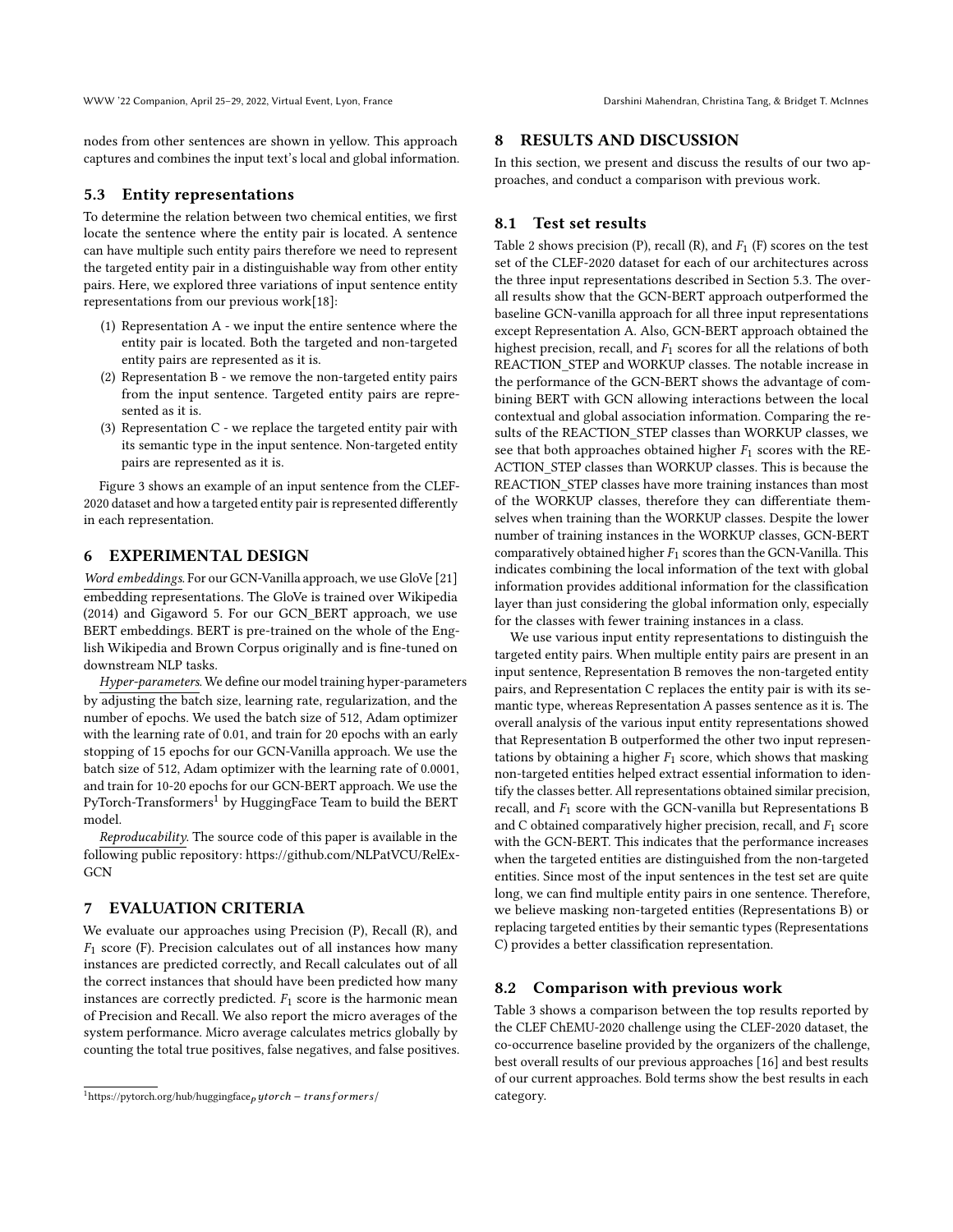nodes from other sentences are shown in yellow. This approach captures and combines the input text's local and global information.

### 5.3 Entity representations

To determine the relation between two chemical entities, we first locate the sentence where the entity pair is located. A sentence can have multiple such entity pairs therefore we need to represent the targeted entity pair in a distinguishable way from other entity pairs. Here, we explored three variations of input sentence entity representations from our previous work[18]:

1. Representation A - we input the entire sentence where the entity pair is located. Both the targeted and non-targeted entity pairs are represented as it is.
2. Representation B - we remove the non-targeted entity pairs from the input sentence. Targeted entity pairs are represented as it is.
3. Representation C - we replace the targeted entity pair with its semantic type in the input sentence. Non-targeted entity pairs are represented as it is.

Figure 3 shows an example of an input sentence from the CLEF-2020 dataset and how a targeted entity pair is represented differently in each representation.

## 6 EXPERIMENTAL DESIGN

*Word embeddings.* For our GCN-Vanilla approach, we use GloVe [21] embedding representations. The GloVe is trained over Wikipedia (2014) and Gigaword 5. For our GCN_BERT approach, we use BERT embeddings. BERT is pre-trained on the whole of the English Wikipedia and Brown Corpus originally and is fine-tuned on downstream NLP tasks.

*Hyper-parameters.* We define our model training hyper-parameters by adjusting the batch size, learning rate, regularization, and the number of epochs. We used the batch size of 512, Adam optimizer with the learning rate of 0.01, and train for 20 epochs with an early stopping of 15 epochs for our GCN-Vanilla approach. We use the batch size of 512, Adam optimizer with the learning rate of 0.0001, and train for 10-20 epochs for our GCN-BERT approach. We use the PyTorch-Transformers[1] by HuggingFace Team to build the BERT model.

*Reproducability.* The source code of this paper is available in the following public repository: https://github.com/NLPatVCU/RelEx-GCN

## 7 EVALUATION CRITERIA

We evaluate our approaches using Precision (P), Recall (R), and $F_1$ score (F). Precision calculates out of all instances how many instances are predicted correctly, and Recall calculates out of all the correct instances that should have been predicted how many instances are correctly predicted. $F_1$ score is the harmonic mean of Precision and Recall. We also report the micro averages of the system performance. Micro average calculates metrics globally by counting the total true positives, false negatives, and false positives.

[1] https://pytorch.org/hub/huggingface_pytorch-transformers/

## 8 RESULTS AND DISCUSSION

In this section, we present and discuss the results of our two approaches, and conduct a comparison with previous work.

### 8.1 Test set results

Table 2 shows precision (P), recall (R), and $F_1$ (F) scores on the test set of the CLEF-2020 dataset for each of our architectures across the three input representations described in Section 5.3. The overall results show that the GCN-BERT approach outperformed the baseline GCN-vanilla approach for all three input representations except Representation A. Also, GCN-BERT approach obtained the highest precision, recall, and $F_1$ scores for all the relations of both REACTION_STEP and WORKUP classes. The notable increase in the performance of the GCN-BERT shows the advantage of combining BERT with GCN allowing interactions between the local contextual and global association information. Comparing the results of the REACTION_STEP classes than WORKUP classes, we see that both approaches obtained higher $F_1$ scores with the REACTION_STEP classes than WORKUP classes. This is because the REACTION_STEP classes have more training instances than most of the WORKUP classes, therefore they can differentiate themselves when training than the WORKUP classes. Despite the lower number of training instances in the WORKUP classes, GCN-BERT comparatively obtained higher $F_1$ scores than the GCN-Vanilla. This indicates combining the local information of the text with global information provides additional information for the classification layer than just considering the global information only, especially for the classes with fewer training instances in a class.

We use various input entity representations to distinguish the targeted entity pairs. When multiple entity pairs are present in an input sentence, Representation B removes the non-targeted entity pairs, and Representation C replaces the entity pair is with its semantic type, whereas Representation A passes sentence as it is. The overall analysis of the various input entity representations showed that Representation B outperformed the other two input representations by obtaining a higher $F_1$ score, which shows that masking non-targeted entities helped extract essential information to identify the classes better. All representations obtained similar precision, recall, and $F_1$ score with the GCN-vanilla but Representations B and C obtained comparatively higher precision, recall, and $F_1$ score with the GCN-BERT. This indicates that the performance increases when the targeted entities are distinguished from the non-targeted entities. Since most of the input sentences in the test set are quite long, we can find multiple entity pairs in one sentence. Therefore, we believe masking non-targeted entities (Representations B) or replacing targeted entities by their semantic types (Representations C) provides a better classification representation.

### 8.2 Comparison with previous work

Table 3 shows a comparison between the top results reported by the CLEF ChEMU-2020 challenge using the CLEF-2020 dataset, the co-occurrence baseline provided by the organizers of the challenge, best overall results of our previous approaches [16] and best results of our current approaches. Bold terms show the best results in each category.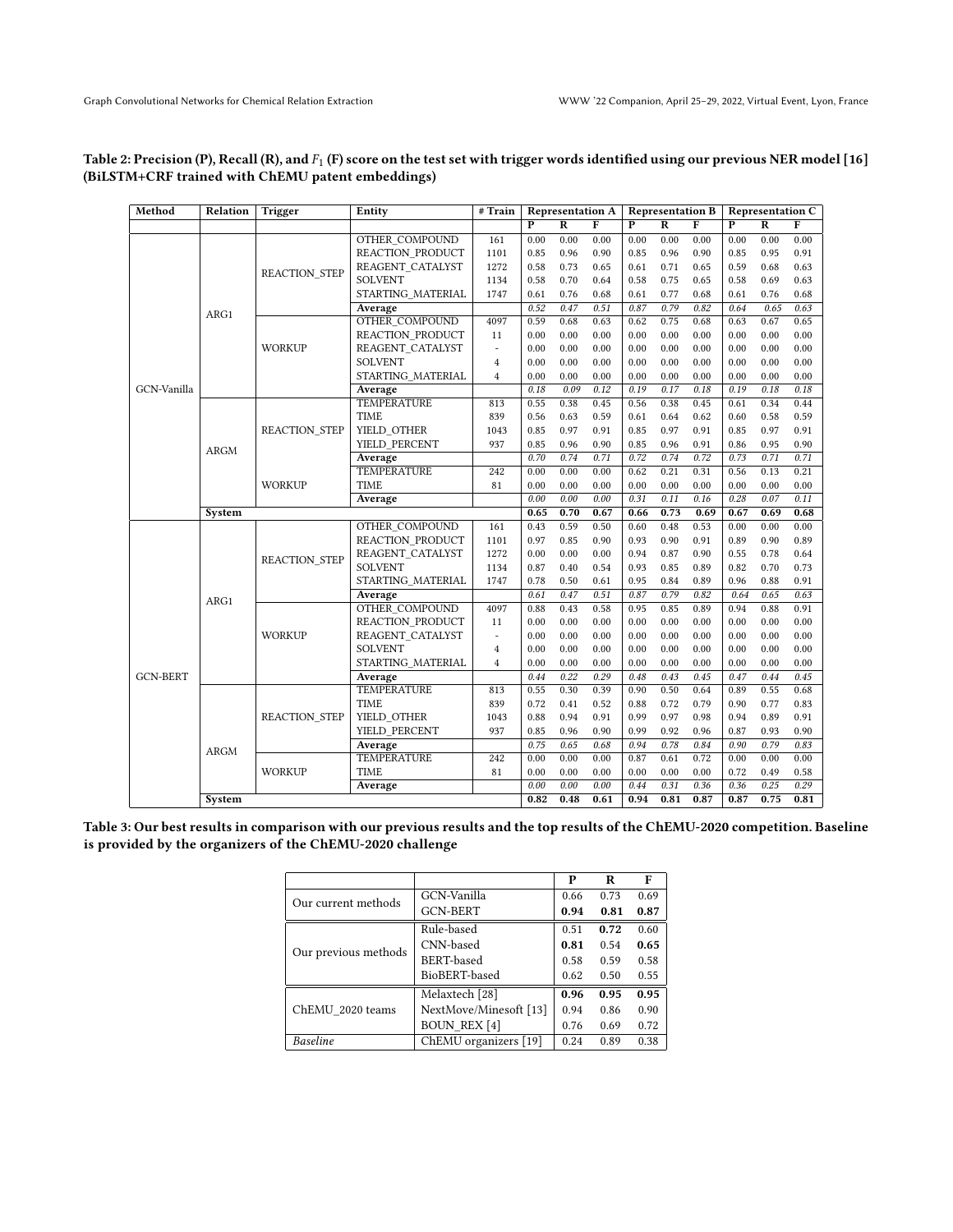Table 2: Precision (P), Recall (R), and $F_1$ (F) score on the test set with trigger words identified using our previous NER model [16] (BiLSTM+CRF trained with ChEMU patent embeddings)

| Method | Relation | Trigger | Entity | # Train | Representation A | | | Representation B | | | Representation C | | |
|---|---|---|---|---|---|---|---|---|---|---|---|---|---|
| | | | | | **P** | **R** | **F** | **P** | **R** | **F** | **P** | **R** | **F** |
| GCN-Vanilla | ARG1 | REACTION_STEP | OTHER_COMPOUND | 161 | 0.00 | 0.00 | 0.00 | 0.00 | 0.00 | 0.00 | 0.00 | 0.00 | 0.00 |
| | | | REACTION_PRODUCT | 1101 | 0.85 | 0.96 | 0.90 | 0.85 | 0.96 | 0.90 | 0.85 | 0.95 | 0.91 |
| | | | REAGENT_CATALYST | 1272 | 0.58 | 0.73 | 0.65 | 0.61 | 0.71 | 0.65 | 0.59 | 0.68 | 0.63 |
| | | | SOLVENT | 1134 | 0.58 | 0.70 | 0.64 | 0.58 | 0.75 | 0.65 | 0.58 | 0.69 | 0.63 |
| | | | STARTING_MATERIAL | 1747 | 0.61 | 0.76 | 0.68 | 0.61 | 0.77 | 0.68 | 0.61 | 0.76 | 0.68 |
| | | | **Average** | | *0.52* | *0.47* | *0.51* | *0.87* | *0.79* | *0.82* | *0.64* | *0.65* | *0.63* |
| | | WORKUP | OTHER_COMPOUND | 4097 | 0.59 | 0.68 | 0.63 | 0.62 | 0.75 | 0.68 | 0.63 | 0.67 | 0.65 |
| | | | REACTION_PRODUCT | 11 | 0.00 | 0.00 | 0.00 | 0.00 | 0.00 | 0.00 | 0.00 | 0.00 | 0.00 |
| | | | REAGENT_CATALYST | - | 0.00 | 0.00 | 0.00 | 0.00 | 0.00 | 0.00 | 0.00 | 0.00 | 0.00 |
| | | | SOLVENT | 4 | 0.00 | 0.00 | 0.00 | 0.00 | 0.00 | 0.00 | 0.00 | 0.00 | 0.00 |
| | | | STARTING_MATERIAL | 4 | 0.00 | 0.00 | 0.00 | 0.00 | 0.00 | 0.00 | 0.00 | 0.00 | 0.00 |
| | | | **Average** | | *0.18* | *0.09* | *0.12* | *0.19* | *0.17* | *0.18* | *0.19* | *0.18* | *0.18* |
| | ARGM | REACTION_STEP | TEMPERATURE | 813 | 0.55 | 0.38 | 0.45 | 0.56 | 0.38 | 0.45 | 0.61 | 0.34 | 0.44 |
| | | | TIME | 839 | 0.56 | 0.63 | 0.59 | 0.61 | 0.64 | 0.62 | 0.60 | 0.58 | 0.59 |
| | | | YIELD_OTHER | 1043 | 0.85 | 0.97 | 0.91 | 0.85 | 0.97 | 0.91 | 0.85 | 0.97 | 0.91 |
| | | | YIELD_PERCENT | 937 | 0.85 | 0.96 | 0.90 | 0.85 | 0.96 | 0.91 | 0.86 | 0.95 | 0.90 |
| | | | **Average** | | *0.70* | *0.74* | *0.71* | *0.72* | *0.74* | *0.72* | *0.73* | *0.71* | *0.71* |
| | | WORKUP | TEMPERATURE | 242 | 0.00 | 0.00 | 0.00 | 0.62 | 0.21 | 0.31 | 0.56 | 0.13 | 0.21 |
| | | | TIME | 81 | 0.00 | 0.00 | 0.00 | 0.00 | 0.00 | 0.00 | 0.00 | 0.00 | 0.00 |
| | | | **Average** | | *0.00* | *0.00* | *0.00* | *0.31* | *0.11* | *0.16* | *0.28* | *0.07* | *0.11* |
| | **System** | | | | **0.65** | **0.70** | **0.67** | **0.66** | **0.73** | **0.69** | **0.67** | **0.69** | **0.68** |
| GCN-BERT | ARG1 | REACTION_STEP | OTHER_COMPOUND | 161 | 0.43 | 0.59 | 0.50 | 0.60 | 0.48 | 0.53 | 0.00 | 0.00 | 0.00 |
| | | | REACTION_PRODUCT | 1101 | 0.97 | 0.85 | 0.90 | 0.93 | 0.90 | 0.91 | 0.89 | 0.90 | 0.89 |
| | | | REAGENT_CATALYST | 1272 | 0.00 | 0.00 | 0.00 | 0.94 | 0.87 | 0.90 | 0.55 | 0.78 | 0.64 |
| | | | SOLVENT | 1134 | 0.87 | 0.40 | 0.54 | 0.93 | 0.85 | 0.89 | 0.82 | 0.70 | 0.73 |
| | | | STARTING_MATERIAL | 1747 | 0.78 | 0.50 | 0.61 | 0.95 | 0.84 | 0.89 | 0.96 | 0.88 | 0.91 |
| | | | **Average** | | *0.61* | *0.47* | *0.51* | *0.87* | *0.79* | *0.82* | *0.64* | *0.65* | *0.63* |
| | | WORKUP | OTHER_COMPOUND | 4097 | 0.88 | 0.43 | 0.58 | 0.95 | 0.85 | 0.89 | 0.94 | 0.88 | 0.91 |
| | | | REACTION_PRODUCT | 11 | 0.00 | 0.00 | 0.00 | 0.00 | 0.00 | 0.00 | 0.00 | 0.00 | 0.00 |
| | | | REAGENT_CATALYST | - | 0.00 | 0.00 | 0.00 | 0.00 | 0.00 | 0.00 | 0.00 | 0.00 | 0.00 |
| | | | SOLVENT | 4 | 0.00 | 0.00 | 0.00 | 0.00 | 0.00 | 0.00 | 0.00 | 0.00 | 0.00 |
| | | | STARTING_MATERIAL | 4 | 0.00 | 0.00 | 0.00 | 0.00 | 0.00 | 0.00 | 0.00 | 0.00 | 0.00 |
| | | | **Average** | | *0.44* | *0.22* | *0.29* | *0.48* | *0.43* | *0.45* | *0.47* | *0.44* | *0.45* |
| | ARGM | REACTION_STEP | TEMPERATURE | 813 | 0.55 | 0.30 | 0.39 | 0.90 | 0.50 | 0.64 | 0.89 | 0.55 | 0.68 |
| | | | TIME | 839 | 0.72 | 0.41 | 0.52 | 0.88 | 0.72 | 0.79 | 0.90 | 0.77 | 0.83 |
| | | | YIELD_OTHER | 1043 | 0.88 | 0.94 | 0.91 | 0.99 | 0.97 | 0.98 | 0.94 | 0.89 | 0.91 |
| | | | YIELD_PERCENT | 937 | 0.85 | 0.96 | 0.90 | 0.99 | 0.92 | 0.96 | 0.87 | 0.93 | 0.90 |
| | | | **Average** | | *0.75* | *0.65* | *0.68* | *0.94* | *0.78* | *0.84* | *0.90* | *0.79* | *0.83* |
| | | WORKUP | TEMPERATURE | 242 | 0.00 | 0.00 | 0.00 | 0.87 | 0.61 | 0.72 | 0.00 | 0.00 | 0.00 |
| | | | TIME | 81 | 0.00 | 0.00 | 0.00 | 0.00 | 0.00 | 0.00 | 0.72 | 0.49 | 0.58 |
| | | | **Average** | | *0.00* | *0.00* | *0.00* | *0.44* | *0.31* | *0.36* | *0.36* | *0.25* | *0.29* |
| | **System** | | | | **0.82** | **0.48** | **0.61** | **0.94** | **0.81** | **0.87** | **0.87** | **0.75** | **0.81** |

Table 3: Our best results in comparison with our previous results and the top results of the ChEMU-2020 competition. Baseline is provided by the organizers of the ChEMU-2020 challenge

| | | **P** | **R** | **F** |
|---|---|---|---|---|
| Our current methods | GCN-Vanilla | 0.66 | 0.73 | 0.69 |
| | GCN-BERT | **0.94** | **0.81** | **0.87** |
| Our previous methods | Rule-based | 0.51 | **0.72** | 0.60 |
| | CNN-based | **0.81** | 0.54 | **0.65** |
| | BERT-based | 0.58 | 0.59 | 0.58 |
| | BioBERT-based | 0.62 | 0.50 | 0.55 |
| ChEMU_2020 teams | Melaxtech [28] | **0.96** | **0.95** | **0.95** |
| | NextMove/Minesoft [13] | 0.94 | 0.86 | 0.90 |
| | BOUN_REX [4] | 0.76 | 0.69 | 0.72 |
| *Baseline* | ChEMU organizers [19] | 0.24 | 0.89 | 0.38 |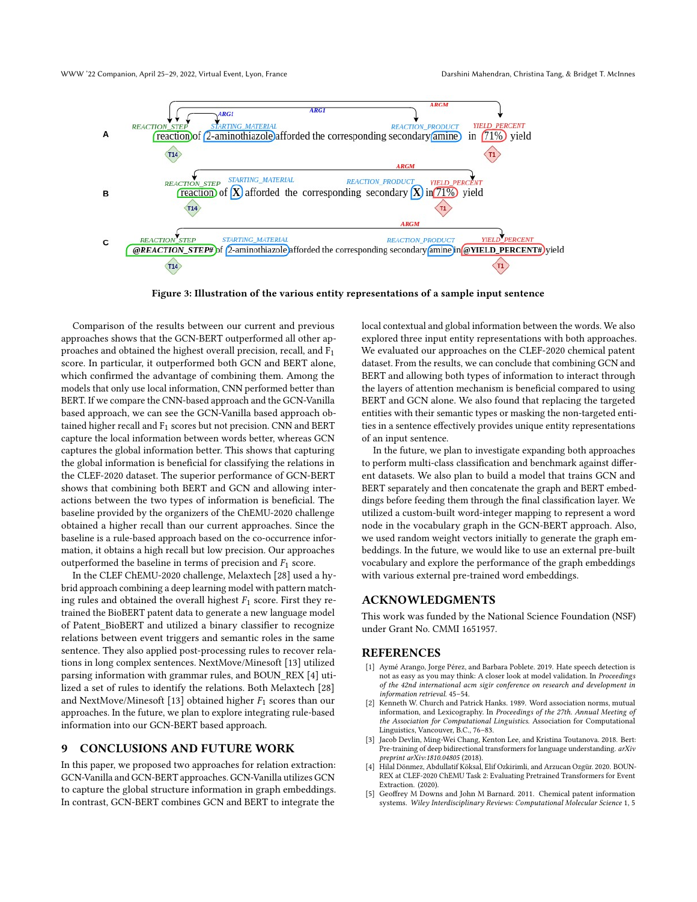**Figure 3: Illustration of the various entity representations of a sample input sentence**

Comparison of the results between our current and previous approaches shows that the GCN-BERT outperformed all other approaches and obtained the highest overall precision, recall, and $F_1$ score. In particular, it outperformed both GCN and BERT alone, which confirmed the advantage of combining them. Among the models that only use local information, CNN performed better than BERT. If we compare the CNN-based approach and the GCN-Vanilla based approach, we can see the GCN-Vanilla based approach obtained higher recall and $F_1$ scores but not precision. CNN and BERT capture the local information between words better, whereas GCN captures the global information better. This shows that capturing the global information is beneficial for classifying the relations in the CLEF-2020 dataset. The superior performance of GCN-BERT shows that combining both BERT and GCN and allowing interactions between the two types of information is beneficial. The baseline provided by the organizers of the ChEMU-2020 challenge obtained a higher recall than our current approaches. Since the baseline is a rule-based approach based on the co-occurrence information, it obtains a high recall but low precision. Our approaches outperformed the baseline in terms of precision and $F_1$ score.

In the CLEF ChEMU-2020 challenge, Melaxtech [28] used a hybrid approach combining a deep learning model with pattern matching rules and obtained the overall highest $F_1$ score. First they retrained the BioBERT patent data to generate a new language model of Patent_BioBERT and utilized a binary classifier to recognize relations between event triggers and semantic roles in the same sentence. They also applied post-processing rules to recover relations in long complex sentences. NextMove/Minesoft [13] utilized parsing information with grammar rules, and BOUN_REX [4] utilized a set of rules to identify the relations. Both Melaxtech [28] and NextMove/Minesoft [13] obtained higher $F_1$ scores than our approaches. In the future, we plan to explore integrating rule-based information into our GCN-BERT based approach.

## 9 CONCLUSIONS AND FUTURE WORK

In this paper, we proposed two approaches for relation extraction: GCN-Vanilla and GCN-BERT approaches. GCN-Vanilla utilizes GCN to capture the global structure information in graph embeddings. In contrast, GCN-BERT combines GCN and BERT to integrate the local contextual and global information between the words. We also explored three input entity representations with both approaches. We evaluated our approaches on the CLEF-2020 chemical patent dataset. From the results, we can conclude that combining GCN and BERT and allowing both types of information to interact through the layers of attention mechanism is beneficial compared to using BERT and GCN alone. We also found that replacing the targeted entities with their semantic types or masking the non-targeted entities in a sentence effectively provides unique entity representations of an input sentence.

In the future, we plan to investigate expanding both approaches to perform multi-class classification and benchmark against different datasets. We also plan to build a model that trains GCN and BERT separately and then concatenate the graph and BERT embeddings before feeding them through the final classification layer. We utilized a custom-built word-integer mapping to represent a word node in the vocabulary graph in the GCN-BERT approach. Also, we used random weight vectors initially to generate the graph embeddings. In the future, we would like to use an external pre-built vocabulary and explore the performance of the graph embeddings with various external pre-trained word embeddings.

## ACKNOWLEDGMENTS

This work was funded by the National Science Foundation (NSF) under Grant No. CMMI 1651957.

## REFERENCES

[1] Aymé Arango, Jorge Pérez, and Barbara Poblete. 2019. Hate speech detection is not as easy as you may think: A closer look at model validation. In *Proceedings of the 42nd international acm sigir conference on research and development in information retrieval*. 45–54.

[2] Kenneth W. Church and Patrick Hanks. 1989. Word association norms, mutual information, and Lexicography. In *Proceedings of the 27th. Annual Meeting of the Association for Computational Linguistics*. Association for Computational Linguistics, Vancouver, B.C., 76–83.

[3] Jacob Devlin, Ming-Wei Chang, Kenton Lee, and Kristina Toutanova. 2018. Bert: Pre-training of deep bidirectional transformers for language understanding. *arXiv preprint arXiv:1810.04805* (2018).

[4] Hilal Dönmez, Abdullatif Köksal, Elif Ozkirimli, and Arzucan Ozgür. 2020. BOUN-REX at CLEF-2020 ChEMU Task 2: Evaluating Pretrained Transformers for Event Extraction. (2020).

[5] Geoffrey M Downs and John M Barnard. 2011. Chemical patent information systems. *Wiley Interdisciplinary Reviews: Computational Molecular Science* 1, 5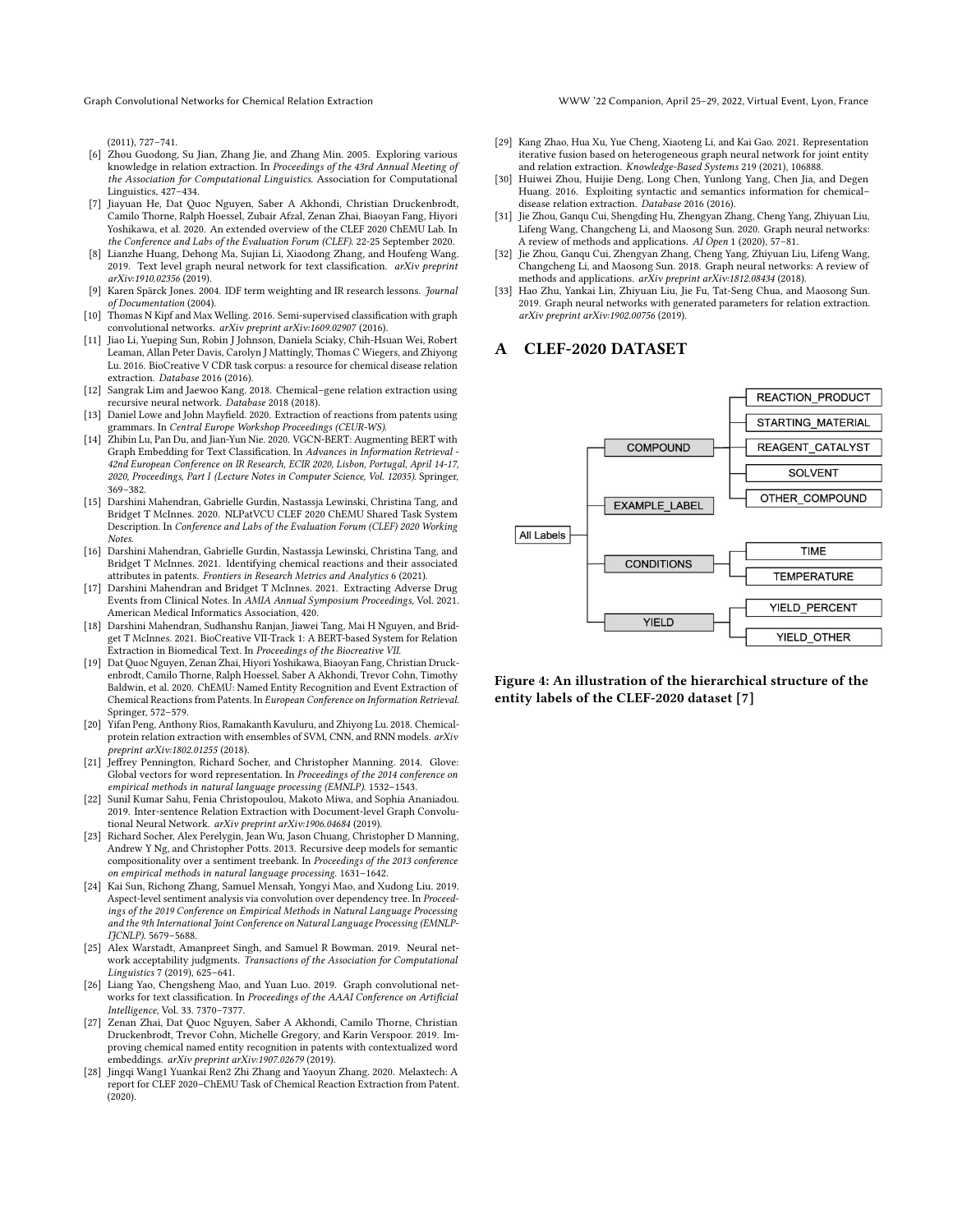(2011), 727–741.

[6] Zhou Guodong, Su Jian, Zhang Jie, and Zhang Min. 2005. Exploring various knowledge in relation extraction. In *Proceedings of the 43rd Annual Meeting of the Association for Computational Linguistics*. Association for Computational Linguistics, 427–434.

[7] Jiayuan He, Dat Quoc Nguyen, Saber A Akhondi, Christian Druckenbrodt, Camilo Thorne, Ralph Hoessel, Zubair Afzal, Zenan Zhai, Biaoyan Fang, Hiyori Yoshikawa, et al. 2020. An extended overview of the CLEF 2020 ChEMU Lab. In *the Conference and Labs of the Evaluation Forum (CLEF)*. 22-25 September 2020.

[8] Lianzhe Huang, Dehong Ma, Sujian Li, Xiaodong Zhang, and Houfeng Wang. 2019. Text level graph neural network for text classification. *arXiv preprint arXiv:1910.02356* (2019).

[9] Karen Spärck Jones. 2004. IDF term weighting and IR research lessons. *Journal of Documentation* (2004).

[10] Thomas N Kipf and Max Welling. 2016. Semi-supervised classification with graph convolutional networks. *arXiv preprint arXiv:1609.02907* (2016).

[11] Jiao Li, Yueping Sun, Robin J Johnson, Daniela Sciaky, Chih-Hsuan Wei, Robert Leaman, Allan Peter Davis, Carolyn J Mattingly, Thomas C Wiegers, and Zhiyong Lu. 2016. BioCreative V CDR task corpus: a resource for chemical disease relation extraction. *Database* 2016 (2016).

[12] Sangrak Lim and Jaewoo Kang. 2018. Chemical–gene relation extraction using recursive neural network. *Database* 2018 (2018).

[13] Daniel Lowe and John Mayfield. 2020. Extraction of reactions from patents using grammars. In *Central Europe Workshop Proceedings (CEUR-WS)*.

[14] Zhibin Lu, Pan Du, and Jian-Yun Nie. 2020. VGCN-BERT: Augmenting BERT with Graph Embedding for Text Classification. In *Advances in Information Retrieval - 42nd European Conference on IR Research, ECIR 2020, Lisbon, Portugal, April 14-17, 2020, Proceedings, Part I (Lecture Notes in Computer Science, Vol. 12035)*. Springer, 369–382.

[15] Darshini Mahendran, Gabrielle Gurdin, Nastassja Lewinski, Christina Tang, and Bridget T McInnes. 2020. NLPatVCU CLEF 2020 ChEMU Shared Task System Description. In *Conference and Labs of the Evaluation Forum (CLEF) 2020 Working Notes*.

[16] Darshini Mahendran, Gabrielle Gurdin, Nastassja Lewinski, Christina Tang, and Bridget T McInnes. 2021. Identifying chemical reactions and their associated attributes in patents. *Frontiers in Research Metrics and Analytics* 6 (2021).

[17] Darshini Mahendran and Bridget T McInnes. 2021. Extracting Adverse Drug Events from Clinical Notes. In *AMIA Annual Symposium Proceedings*, Vol. 2021. American Medical Informatics Association, 420.

[18] Darshini Mahendran, Sudhanshu Ranjan, Jiawei Tang, Mai H Nguyen, and Bridget T McInnes. 2021. BioCreative VII-Track 1: A BERT-based System for Relation Extraction in Biomedical Text. In *Proceedings of the Biocreative VII*.

[19] Dat Quoc Nguyen, Zenan Zhai, Hiyori Yoshikawa, Biaoyan Fang, Christian Druckenbrodt, Camilo Thorne, Ralph Hoessel, Saber A Akhondi, Trevor Cohn, Timothy Baldwin, et al. 2020. ChEMU: Named Entity Recognition and Event Extraction of Chemical Reactions from Patents. In *European Conference on Information Retrieval*. Springer, 572–579.

[20] Yifan Peng, Anthony Rios, Ramakanth Kavuluru, and Zhiyong Lu. 2018. Chemical-protein relation extraction with ensembles of SVM, CNN, and RNN models. *arXiv preprint arXiv:1802.01255* (2018).

[21] Jeffrey Pennington, Richard Socher, and Christopher Manning. 2014. Glove: Global vectors for word representation. In *Proceedings of the 2014 conference on empirical methods in natural language processing (EMNLP)*. 1532–1543.

[22] Sunil Kumar Sahu, Fenia Christopoulou, Makoto Miwa, and Sophia Ananiadou. 2019. Inter-sentence Relation Extraction with Document-level Graph Convolutional Neural Network. *arXiv preprint arXiv:1906.04684* (2019).

[23] Richard Socher, Alex Perelygin, Jean Wu, Jason Chuang, Christopher D Manning, Andrew Y Ng, and Christopher Potts. 2013. Recursive deep models for semantic compositionality over a sentiment treebank. In *Proceedings of the 2013 conference on empirical methods in natural language processing*. 1631–1642.

[24] Kai Sun, Richong Zhang, Samuel Mensah, Yongyi Mao, and Xudong Liu. 2019. Aspect-level sentiment analysis via convolution over dependency tree. In *Proceedings of the 2019 Conference on Empirical Methods in Natural Language Processing and the 9th International Joint Conference on Natural Language Processing (EMNLP-IJCNLP)*. 5679–5688.

[25] Alex Warstadt, Amanpreet Singh, and Samuel R Bowman. 2019. Neural network acceptability judgments. *Transactions of the Association for Computational Linguistics* 7 (2019), 625–641.

[26] Liang Yao, Chengsheng Mao, and Yuan Luo. 2019. Graph convolutional networks for text classification. In *Proceedings of the AAAI Conference on Artificial Intelligence*, Vol. 33. 7370–7377.

[27] Zenan Zhai, Dat Quoc Nguyen, Saber A Akhondi, Camilo Thorne, Christian Druckenbrodt, Trevor Cohn, Michelle Gregory, and Karin Verspoor. 2019. Improving chemical named entity recognition in patents with contextualized word embeddings. *arXiv preprint arXiv:1907.02679* (2019).

[28] Jingqi Wang1 Yuankai Ren2 Zhi Zhang and Yaoyun Zhang. 2020. Melaxtech: A report for CLEF 2020–ChEMU Task of Chemical Reaction Extraction from Patent. (2020).

[29] Kang Zhao, Hua Xu, Yue Cheng, Xiaoteng Li, and Kai Gao. 2021. Representation iterative fusion based on heterogeneous graph neural network for joint entity and relation extraction. *Knowledge-Based Systems* 219 (2021), 106888.

[30] Huiwei Zhou, Huijie Deng, Long Chen, Yunlong Yang, Chen Jia, and Degen Huang. 2016. Exploiting syntactic and semantics information for chemical–disease relation extraction. *Database* 2016 (2016).

[31] Jie Zhou, Ganqu Cui, Shengding Hu, Zhengyan Zhang, Cheng Yang, Zhiyuan Liu, Lifeng Wang, Changcheng Li, and Maosong Sun. 2020. Graph neural networks: A review of methods and applications. *AI Open* 1 (2020), 57–81.

[32] Jie Zhou, Ganqu Cui, Zhengyan Zhang, Cheng Yang, Zhiyuan Liu, Lifeng Wang, Changcheng Li, and Maosong Sun. 2018. Graph neural networks: A review of methods and applications. *arXiv preprint arXiv:1812.08434* (2018).

[33] Hao Zhu, Yankai Lin, Zhiyuan Liu, Jie Fu, Tat-Seng Chua, and Maosong Sun. 2019. Graph neural networks with generated parameters for relation extraction. *arXiv preprint arXiv:1902.00756* (2019).

# A CLEF-2020 DATASET

- All Labels
  - COMPOUND
    - REACTION_PRODUCT
    - STARTING_MATERIAL
    - REAGENT_CATALYST
    - SOLVENT
    - OTHER_COMPOUND
  - EXAMPLE_LABEL
  - CONDITIONS
    - TIME
    - TEMPERATURE
  - YIELD
    - YIELD_PERCENT
    - YIELD_OTHER

**Figure 4: An illustration of the hierarchical structure of the entity labels of the CLEF-2020 dataset [7]**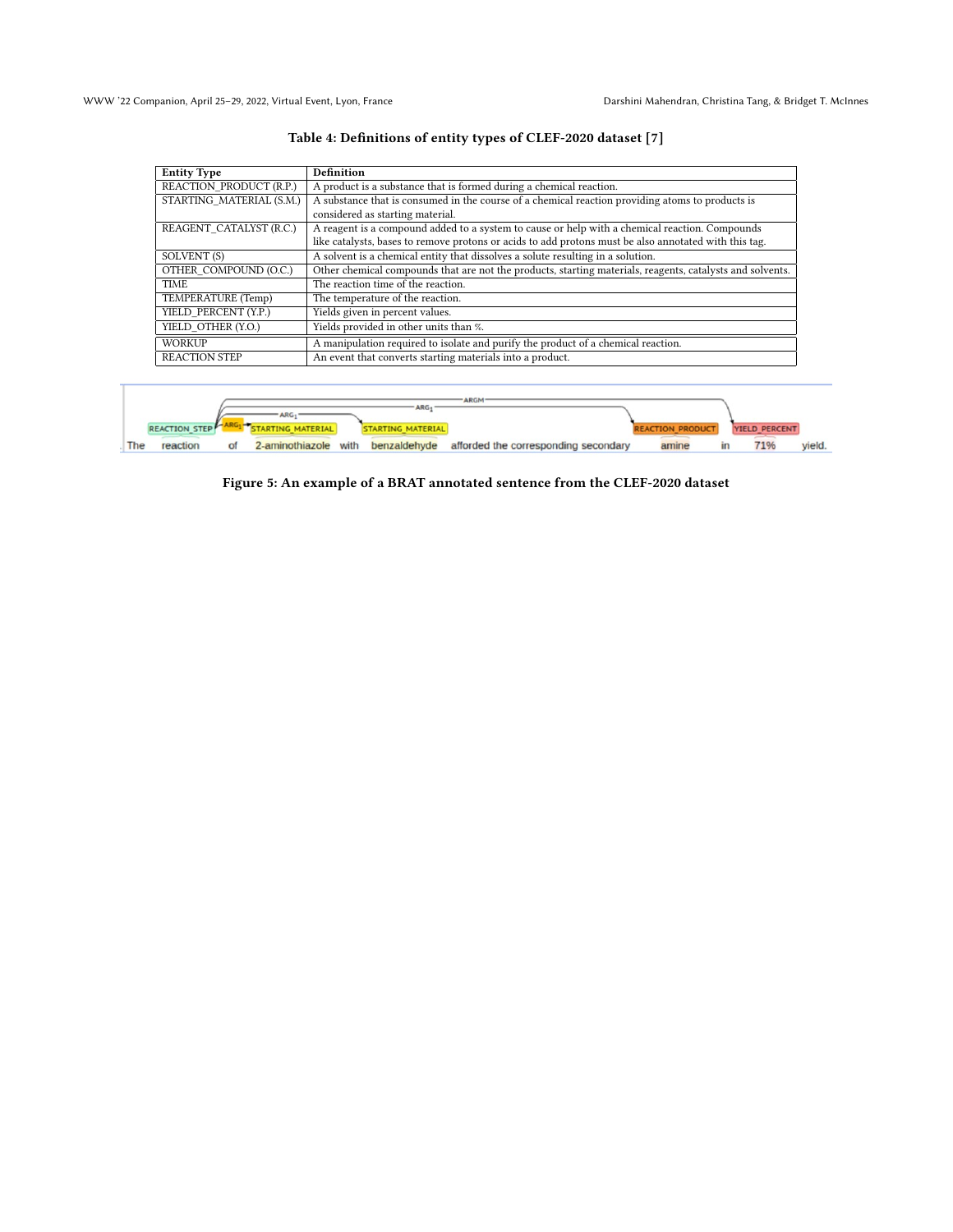**Table 4: Definitions of entity types of CLEF-2020 dataset [7]**

| Entity Type | Definition |
|---|---|
| REACTION_PRODUCT (R.P.) | A product is a substance that is formed during a chemical reaction. |
| STARTING_MATERIAL (S.M.) | A substance that is consumed in the course of a chemical reaction providing atoms to products is considered as starting material. |
| REAGENT_CATALYST (R.C.) | A reagent is a compound added to a system to cause or help with a chemical reaction. Compounds like catalysts, bases to remove protons or acids to add protons must be also annotated with this tag. |
| SOLVENT (S) | A solvent is a chemical entity that dissolves a solute resulting in a solution. |
| OTHER_COMPOUND (O.C.) | Other chemical compounds that are not the products, starting materials, reagents, catalysts and solvents. |
| TIME | The reaction time of the reaction. |
| TEMPERATURE (Temp) | The temperature of the reaction. |
| YIELD_PERCENT (Y.P.) | Yields given in percent values. |
| YIELD_OTHER (Y.O.) | Yields provided in other units than %. |
| WORKUP | A manipulation required to isolate and purify the product of a chemical reaction. |
| REACTION STEP | An event that converts starting materials into a product. |

ARGM
ARG1
ARG1
ARG1
REACTION_STEP
STARTING_MATERIAL
STARTING_MATERIAL
REACTION_PRODUCT
YIELD_PERCENT
The reaction of 2-aminothiazole with benzaldehyde afforded the corresponding secondary amine in 71% yield.

**Figure 5: An example of a BRAT annotated sentence from the CLEF-2020 dataset**